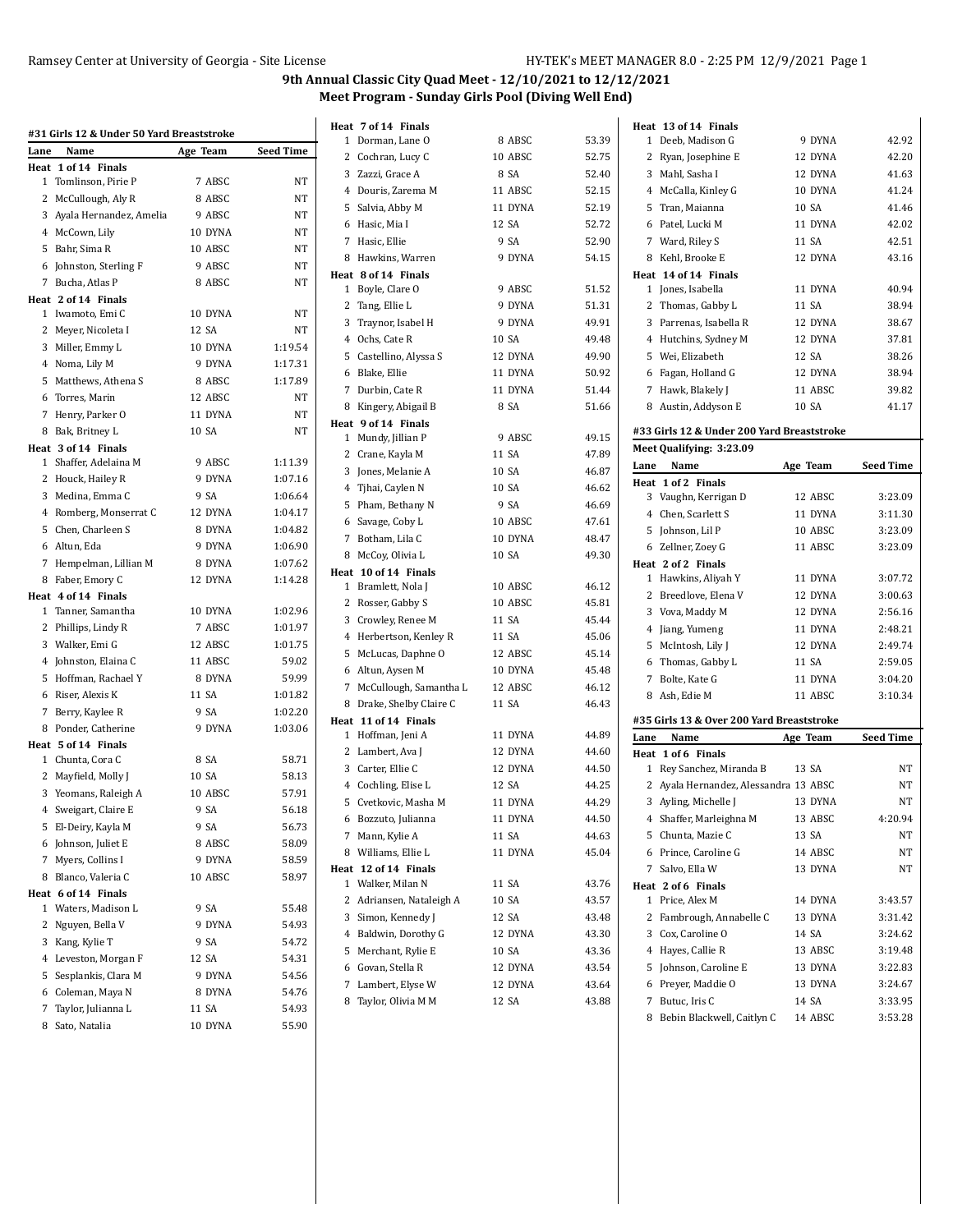## 9th Annual Classic City Quad Meet - 12/10/2021 to 12/12/2021
### Meet Program - Sunday Girls Pool (Diving Well End)

#### #31 Girls 12 & Under 50 Yard Breaststroke

| Lane | Name | Age | Team | Seed Time |
|---|---|---|---|---|
| **Heat 1 of 14 Finals** | | | | |
| 1 | Tomlinson, Pirie P | 7 | ABSC | NT |
| 2 | McCullough, Aly R | 8 | ABSC | NT |
| 3 | Ayala Hernandez, Amelia | 9 | ABSC | NT |
| 4 | McCown, Lily | 10 | DYNA | NT |
| 5 | Bahr, Sima R | 10 | ABSC | NT |
| 6 | Johnston, Sterling F | 9 | ABSC | NT |
| 7 | Bucha, Atlas P | 8 | ABSC | NT |
| **Heat 2 of 14 Finals** | | | | |
| 1 | Iwamoto, Emi C | 10 | DYNA | NT |
| 2 | Meyer, Nicoleta I | 12 | SA | NT |
| 3 | Miller, Emmy L | 10 | DYNA | 1:19.54 |
| 4 | Noma, Lily M | 9 | DYNA | 1:17.31 |
| 5 | Matthews, Athena S | 8 | ABSC | 1:17.89 |
| 6 | Torres, Marin | 12 | ABSC | NT |
| 7 | Henry, Parker O | 11 | DYNA | NT |
| 8 | Bak, Britney L | 10 | SA | NT |
| **Heat 3 of 14 Finals** | | | | |
| 1 | Shaffer, Adelaina M | 9 | ABSC | 1:11.39 |
| 2 | Houck, Hailey R | 9 | DYNA | 1:07.16 |
| 3 | Medina, Emma C | 9 | SA | 1:06.64 |
| 4 | Romberg, Monserrat C | 12 | DYNA | 1:04.17 |
| 5 | Chen, Charleen S | 8 | DYNA | 1:04.82 |
| 6 | Altun, Eda | 9 | DYNA | 1:06.90 |
| 7 | Hempelman, Lillian M | 8 | DYNA | 1:07.62 |
| 8 | Faber, Emory C | 12 | DYNA | 1:14.28 |
| **Heat 4 of 14 Finals** | | | | |
| 1 | Tanner, Samantha | 10 | DYNA | 1:02.96 |
| 2 | Phillips, Lindy R | 7 | ABSC | 1:01.97 |
| 3 | Walker, Emi G | 12 | ABSC | 1:01.75 |
| 4 | Johnston, Elaina C | 11 | ABSC | 59.02 |
| 5 | Hoffman, Rachael Y | 8 | DYNA | 59.99 |
| 6 | Riser, Alexis K | 11 | SA | 1:01.82 |
| 7 | Berry, Kaylee R | 9 | SA | 1:02.20 |
| 8 | Ponder, Catherine | 9 | DYNA | 1:03.06 |
| **Heat 5 of 14 Finals** | | | | |
| 1 | Chunta, Cora C | 8 | SA | 58.71 |
| 2 | Mayfield, Molly J | 10 | SA | 58.13 |
| 3 | Yeomans, Raleigh A | 10 | ABSC | 57.91 |
| 4 | Sweigart, Claire E | 9 | SA | 56.18 |
| 5 | El-Deiry, Kayla M | 9 | SA | 56.73 |
| 6 | Johnson, Juliet E | 8 | ABSC | 58.09 |
| 7 | Myers, Collins I | 9 | DYNA | 58.59 |
| 8 | Blanco, Valeria C | 10 | ABSC | 58.97 |
| **Heat 6 of 14 Finals** | | | | |
| 1 | Waters, Madison L | 9 | SA | 55.48 |
| 2 | Nguyen, Bella V | 9 | DYNA | 54.93 |
| 3 | Kang, Kylie T | 9 | SA | 54.72 |
| 4 | Leveston, Morgan F | 12 | SA | 54.31 |
| 5 | Sesplankis, Clara M | 9 | DYNA | 54.56 |
| 6 | Coleman, Maya N | 8 | DYNA | 54.76 |
| 7 | Taylor, Julianna L | 11 | SA | 54.93 |
| 8 | Sato, Natalia | 10 | DYNA | 55.90 |
| **Heat 7 of 14 Finals** | | | | |
| 1 | Dorman, Lane O | 8 | ABSC | 53.39 |
| 2 | Cochran, Lucy C | 10 | ABSC | 52.75 |
| 3 | Zazzi, Grace A | 8 | SA | 52.40 |
| 4 | Douris, Zarema M | 11 | ABSC | 52.15 |
| 5 | Salvia, Abby M | 11 | DYNA | 52.19 |
| 6 | Hasic, Mia I | 12 | SA | 52.72 |
| 7 | Hasic, Ellie | 9 | SA | 52.90 |
| 8 | Hawkins, Warren | 9 | DYNA | 54.15 |
| **Heat 8 of 14 Finals** | | | | |
| 1 | Boyle, Clare O | 9 | ABSC | 51.52 |
| 2 | Tang, Ellie L | 9 | DYNA | 51.31 |
| 3 | Traynor, Isabel H | 9 | DYNA | 49.91 |
| 4 | Ochs, Cate R | 10 | SA | 49.48 |
| 5 | Castellino, Alyssa S | 12 | DYNA | 49.90 |
| 6 | Blake, Ellie | 11 | DYNA | 50.92 |
| 7 | Durbin, Cate R | 11 | DYNA | 51.44 |
| 8 | Kingery, Abigail B | 8 | SA | 51.66 |
| **Heat 9 of 14 Finals** | | | | |
| 1 | Mundy, Jillian P | 9 | ABSC | 49.15 |
| 2 | Crane, Kayla M | 11 | SA | 47.89 |
| 3 | Jones, Melanie A | 10 | SA | 46.87 |
| 4 | Tjhai, Caylen N | 10 | SA | 46.62 |
| 5 | Pham, Bethany N | 9 | SA | 46.69 |
| 6 | Savage, Coby L | 10 | ABSC | 47.61 |
| 7 | Botham, Lila C | 10 | DYNA | 48.47 |
| 8 | McCoy, Olivia L | 10 | SA | 49.30 |
| **Heat 10 of 14 Finals** | | | | |
| 1 | Bramlett, Nola J | 10 | ABSC | 46.12 |
| 2 | Rosser, Gabby S | 10 | ABSC | 45.81 |
| 3 | Crowley, Renee M | 11 | SA | 45.44 |
| 4 | Herbertson, Kenley R | 11 | SA | 45.06 |
| 5 | McLucas, Daphne O | 12 | ABSC | 45.14 |
| 6 | Altun, Aysen M | 10 | DYNA | 45.48 |
| 7 | McCullough, Samantha L | 12 | ABSC | 46.12 |
| 8 | Drake, Shelby Claire C | 11 | SA | 46.43 |
| **Heat 11 of 14 Finals** | | | | |
| 1 | Hoffman, Jeni A | 11 | DYNA | 44.89 |
| 2 | Lambert, Ava J | 12 | DYNA | 44.60 |
| 3 | Carter, Ellie C | 12 | DYNA | 44.50 |
| 4 | Cochling, Elise L | 12 | SA | 44.25 |
| 5 | Cvetkovic, Masha M | 11 | DYNA | 44.29 |
| 6 | Bozzuto, Julianna | 11 | DYNA | 44.50 |
| 7 | Mann, Kylie A | 11 | SA | 44.63 |
| 8 | Williams, Ellie L | 11 | DYNA | 45.04 |
| **Heat 12 of 14 Finals** | | | | |
| 1 | Walker, Milan N | 11 | SA | 43.76 |
| 2 | Adriansen, Nataleigh A | 10 | SA | 43.57 |
| 3 | Simon, Kennedy J | 12 | SA | 43.48 |
| 4 | Baldwin, Dorothy G | 12 | DYNA | 43.30 |
| 5 | Merchant, Rylie E | 10 | SA | 43.36 |
| 6 | Govan, Stella R | 12 | DYNA | 43.54 |
| 7 | Lambert, Elyse W | 12 | DYNA | 43.64 |
| 8 | Taylor, Olivia M M | 12 | SA | 43.88 |
| **Heat 13 of 14 Finals** | | | | |
| 1 | Deeb, Madison G | 9 | DYNA | 42.92 |
| 2 | Ryan, Josephine E | 12 | DYNA | 42.20 |
| 3 | Mahl, Sasha I | 12 | DYNA | 41.63 |
| 4 | McCalla, Kinley G | 10 | DYNA | 41.24 |
| 5 | Tran, Maianna | 10 | SA | 41.46 |
| 6 | Patel, Lucki M | 11 | DYNA | 42.02 |
| 7 | Ward, Riley S | 11 | SA | 42.51 |
| 8 | Kehl, Brooke E | 12 | DYNA | 43.16 |
| **Heat 14 of 14 Finals** | | | | |
| 1 | Jones, Isabella | 11 | DYNA | 40.94 |
| 2 | Thomas, Gabby L | 11 | SA | 38.94 |
| 3 | Parrenas, Isabella R | 12 | DYNA | 38.67 |
| 4 | Hutchins, Sydney M | 12 | DYNA | 37.81 |
| 5 | Wei, Elizabeth | 12 | SA | 38.26 |
| 6 | Fagan, Holland G | 12 | DYNA | 38.94 |
| 7 | Hawk, Blakely J | 11 | ABSC | 39.82 |
| 8 | Austin, Addyson E | 10 | SA | 41.17 |

#### #33 Girls 12 & Under 200 Yard Breaststroke

Meet Qualifying: 3:23.09

| Lane | Name | Age | Team | Seed Time |
|---|---|---|---|---|
| **Heat 1 of 2 Finals** | | | | |
| 3 | Vaughn, Kerrigan D | 12 | ABSC | 3:23.09 |
| 4 | Chen, Scarlett S | 11 | DYNA | 3:11.30 |
| 5 | Johnson, Lil P | 10 | ABSC | 3:23.09 |
| 6 | Zellner, Zoey G | 11 | ABSC | 3:23.09 |
| **Heat 2 of 2 Finals** | | | | |
| 1 | Hawkins, Aliyah Y | 11 | DYNA | 3:07.72 |
| 2 | Breedlove, Elena V | 12 | DYNA | 3:00.63 |
| 3 | Vova, Maddy M | 12 | DYNA | 2:56.16 |
| 4 | Jiang, Yumeng | 11 | DYNA | 2:48.21 |
| 5 | McIntosh, Lily J | 12 | DYNA | 2:49.74 |
| 6 | Thomas, Gabby L | 11 | SA | 2:59.05 |
| 7 | Bolte, Kate G | 11 | DYNA | 3:04.20 |
| 8 | Ash, Edie M | 11 | ABSC | 3:10.34 |

#### #35 Girls 13 & Over 200 Yard Breaststroke

| Lane | Name | Age | Team | Seed Time |
|---|---|---|---|---|
| **Heat 1 of 6 Finals** | | | | |
| 1 | Rey Sanchez, Miranda B | 13 | SA | NT |
| 2 | Ayala Hernandez, Alessandra | 13 | ABSC | NT |
| 3 | Ayling, Michelle J | 13 | DYNA | NT |
| 4 | Shaffer, Marleighna M | 13 | ABSC | 4:20.94 |
| 5 | Chunta, Mazie C | 13 | SA | NT |
| 6 | Prince, Caroline G | 14 | ABSC | NT |
| 7 | Salvo, Ella W | 13 | DYNA | NT |
| **Heat 2 of 6 Finals** | | | | |
| 1 | Price, Alex M | 14 | DYNA | 3:43.57 |
| 2 | Fambrough, Annabelle C | 13 | DYNA | 3:31.42 |
| 3 | Cox, Caroline O | 14 | SA | 3:24.62 |
| 4 | Hayes, Callie R | 13 | ABSC | 3:19.48 |
| 5 | Johnson, Caroline E | 13 | DYNA | 3:22.83 |
| 6 | Preyer, Maddie O | 13 | DYNA | 3:24.67 |
| 7 | Butuc, Iris C | 14 | SA | 3:33.95 |
| 8 | Bebin Blackwell, Caitlyn C | 14 | ABSC | 3:53.28 |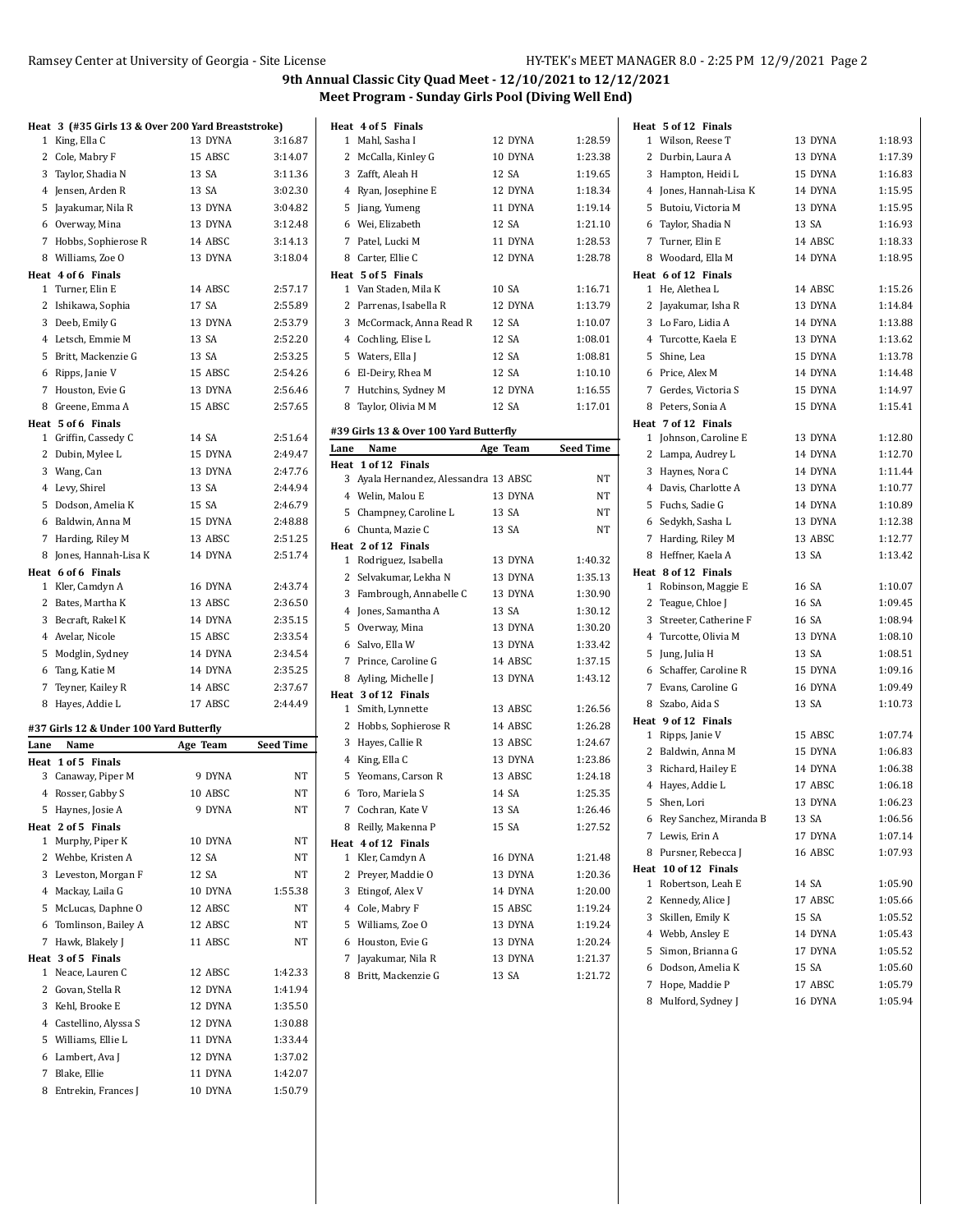## 9th Annual Classic City Quad Meet - 12/10/2021 to 12/12/2021

### Meet Program - Sunday Girls Pool (Diving Well End)

**Heat 3 (#35 Girls 13 & Over 200 Yard Breaststroke)**

| Lane | Name | Age | Team | Seed Time |
|---|---|---|---|---|
| 1 | King, Ella C | 13 | DYNA | 3:16.87 |
| 2 | Cole, Mabry F | 15 | ABSC | 3:14.07 |
| 3 | Taylor, Shadia N | 13 | SA | 3:11.36 |
| 4 | Jensen, Arden R | 13 | SA | 3:02.30 |
| 5 | Jayakumar, Nila R | 13 | DYNA | 3:04.82 |
| 6 | Overway, Mina | 13 | DYNA | 3:12.48 |
| 7 | Hobbs, Sophierose R | 14 | ABSC | 3:14.13 |
| 8 | Williams, Zoe O | 13 | DYNA | 3:18.04 |

**Heat 4 of 6 Finals**

| Lane | Name | Age | Team | Seed Time |
|---|---|---|---|---|
| 1 | Turner, Elin E | 14 | ABSC | 2:57.17 |
| 2 | Ishikawa, Sophia | 17 | SA | 2:55.89 |
| 3 | Deeb, Emily G | 13 | DYNA | 2:53.79 |
| 4 | Letsch, Emmie M | 13 | SA | 2:52.20 |
| 5 | Britt, Mackenzie G | 13 | SA | 2:53.25 |
| 6 | Ripps, Janie V | 15 | ABSC | 2:54.26 |
| 7 | Houston, Evie G | 13 | DYNA | 2:56.46 |
| 8 | Greene, Emma A | 15 | ABSC | 2:57.65 |

**Heat 5 of 6 Finals**

| Lane | Name | Age | Team | Seed Time |
|---|---|---|---|---|
| 1 | Griffin, Cassedy C | 14 | SA | 2:51.64 |
| 2 | Dubin, Mylee L | 15 | DYNA | 2:49.47 |
| 3 | Wang, Can | 13 | DYNA | 2:47.76 |
| 4 | Levy, Shirel | 13 | SA | 2:44.94 |
| 5 | Dodson, Amelia K | 15 | SA | 2:46.79 |
| 6 | Baldwin, Anna M | 15 | DYNA | 2:48.88 |
| 7 | Harding, Riley M | 13 | ABSC | 2:51.25 |
| 8 | Jones, Hannah-Lisa K | 14 | DYNA | 2:51.74 |

**Heat 6 of 6 Finals**

| Lane | Name | Age | Team | Seed Time |
|---|---|---|---|---|
| 1 | Kler, Camdyn A | 16 | DYNA | 2:43.74 |
| 2 | Bates, Martha K | 13 | ABSC | 2:36.50 |
| 3 | Becraft, Rakel K | 14 | DYNA | 2:35.15 |
| 4 | Avelar, Nicole | 15 | ABSC | 2:33.54 |
| 5 | Modglin, Sydney | 14 | DYNA | 2:34.54 |
| 6 | Tang, Katie M | 14 | DYNA | 2:35.25 |
| 7 | Teyner, Kailey R | 14 | ABSC | 2:37.67 |
| 8 | Hayes, Addie L | 17 | ABSC | 2:44.49 |

### #37 Girls 12 & Under 100 Yard Butterfly

| Lane | Name | Age | Team | Seed Time |
|---|---|---|---|---|
| **Heat 1 of 5 Finals** | | | | |
| 3 | Canaway, Piper M | 9 | DYNA | NT |
| 4 | Rosser, Gabby S | 10 | ABSC | NT |
| 5 | Haynes, Josie A | 9 | DYNA | NT |
| **Heat 2 of 5 Finals** | | | | |
| 1 | Murphy, Piper K | 10 | DYNA | NT |
| 2 | Wehbe, Kristen A | 12 | SA | NT |
| 3 | Leveston, Morgan F | 12 | SA | NT |
| 4 | Mackay, Laila G | 10 | DYNA | 1:55.38 |
| 5 | McLucas, Daphne O | 12 | ABSC | NT |
| 6 | Tomlinson, Bailey A | 12 | ABSC | NT |
| 7 | Hawk, Blakely J | 11 | ABSC | NT |
| **Heat 3 of 5 Finals** | | | | |
| 1 | Neace, Lauren C | 12 | ABSC | 1:42.33 |
| 2 | Govan, Stella R | 12 | DYNA | 1:41.94 |
| 3 | Kehl, Brooke E | 12 | DYNA | 1:35.50 |
| 4 | Castellino, Alyssa S | 12 | DYNA | 1:30.88 |
| 5 | Williams, Ellie L | 11 | DYNA | 1:33.44 |
| 6 | Lambert, Ava J | 12 | DYNA | 1:37.02 |
| 7 | Blake, Ellie | 11 | DYNA | 1:42.07 |
| 8 | Entrekin, Frances J | 10 | DYNA | 1:50.79 |
| **Heat 4 of 5 Finals** | | | | |
| 1 | Mahl, Sasha I | 12 | DYNA | 1:28.59 |
| 2 | McCalla, Kinley G | 10 | DYNA | 1:23.38 |
| 3 | Zafft, Aleah H | 12 | SA | 1:19.65 |
| 4 | Ryan, Josephine E | 12 | DYNA | 1:18.34 |
| 5 | Jiang, Yumeng | 11 | DYNA | 1:19.14 |
| 6 | Wei, Elizabeth | 12 | SA | 1:21.10 |
| 7 | Patel, Lucki M | 11 | DYNA | 1:28.53 |
| 8 | Carter, Ellie C | 12 | DYNA | 1:28.78 |
| **Heat 5 of 5 Finals** | | | | |
| 1 | Van Staden, Mila K | 10 | SA | 1:16.71 |
| 2 | Parrenas, Isabella R | 12 | DYNA | 1:13.79 |
| 3 | McCormack, Anna Read R | 12 | SA | 1:10.07 |
| 4 | Cochling, Elise L | 12 | SA | 1:08.01 |
| 5 | Waters, Ella J | 12 | SA | 1:08.81 |
| 6 | El-Deiry, Rhea M | 12 | SA | 1:10.10 |
| 7 | Hutchins, Sydney M | 12 | DYNA | 1:16.55 |
| 8 | Taylor, Olivia M M | 12 | SA | 1:17.01 |

### #39 Girls 13 & Over 100 Yard Butterfly

| Lane | Name | Age | Team | Seed Time |
|---|---|---|---|---|
| **Heat 1 of 12 Finals** | | | | |
| 3 | Ayala Hernandez, Alessandra | 13 | ABSC | NT |
| 4 | Welin, Malou E | 13 | DYNA | NT |
| 5 | Champney, Caroline L | 13 | SA | NT |
| 6 | Chunta, Mazie C | 13 | SA | NT |
| **Heat 2 of 12 Finals** | | | | |
| 1 | Rodriguez, Isabella | 13 | DYNA | 1:40.32 |
| 2 | Selvakumar, Lekha N | 13 | DYNA | 1:35.13 |
| 3 | Fambrough, Annabelle C | 13 | DYNA | 1:30.90 |
| 4 | Jones, Samantha A | 13 | SA | 1:30.12 |
| 5 | Overway, Mina | 13 | DYNA | 1:30.20 |
| 6 | Salvo, Ella W | 13 | DYNA | 1:33.42 |
| 7 | Prince, Caroline G | 14 | ABSC | 1:37.15 |
| 8 | Ayling, Michelle J | 13 | DYNA | 1:43.12 |
| **Heat 3 of 12 Finals** | | | | |
| 1 | Smith, Lynnette | 13 | ABSC | 1:26.56 |
| 2 | Hobbs, Sophierose R | 14 | ABSC | 1:26.28 |
| 3 | Hayes, Callie R | 13 | ABSC | 1:24.67 |
| 4 | King, Ella C | 13 | DYNA | 1:23.86 |
| 5 | Yeomans, Carson R | 13 | ABSC | 1:24.18 |
| 6 | Toro, Mariela S | 14 | SA | 1:25.35 |
| 7 | Cochran, Kate V | 13 | SA | 1:26.46 |
| 8 | Reilly, Makenna P | 15 | SA | 1:27.52 |
| **Heat 4 of 12 Finals** | | | | |
| 1 | Kler, Camdyn A | 16 | DYNA | 1:21.48 |
| 2 | Preyer, Maddie O | 13 | DYNA | 1:20.36 |
| 3 | Etingof, Alex V | 14 | DYNA | 1:20.00 |
| 4 | Cole, Mabry F | 15 | ABSC | 1:19.24 |
| 5 | Williams, Zoe O | 13 | DYNA | 1:19.24 |
| 6 | Houston, Evie G | 13 | DYNA | 1:20.24 |
| 7 | Jayakumar, Nila R | 13 | DYNA | 1:21.37 |
| 8 | Britt, Mackenzie G | 13 | SA | 1:21.72 |
| **Heat 5 of 12 Finals** | | | | |
| 1 | Wilson, Reese T | 13 | DYNA | 1:18.93 |
| 2 | Durbin, Laura A | 13 | DYNA | 1:17.39 |
| 3 | Hampton, Heidi L | 15 | DYNA | 1:16.83 |
| 4 | Jones, Hannah-Lisa K | 14 | DYNA | 1:15.95 |
| 5 | Butoiu, Victoria M | 13 | DYNA | 1:15.95 |
| 6 | Taylor, Shadia N | 13 | SA | 1:16.93 |
| 7 | Turner, Elin E | 14 | ABSC | 1:18.33 |
| 8 | Woodard, Ella M | 14 | DYNA | 1:18.95 |
| **Heat 6 of 12 Finals** | | | | |
| 1 | He, Alethea L | 14 | ABSC | 1:15.26 |
| 2 | Jayakumar, Isha R | 13 | DYNA | 1:14.84 |
| 3 | Lo Faro, Lidia A | 14 | DYNA | 1:13.88 |
| 4 | Turcotte, Kaela E | 13 | DYNA | 1:13.62 |
| 5 | Shine, Lea | 15 | DYNA | 1:13.78 |
| 6 | Price, Alex M | 14 | DYNA | 1:14.48 |
| 7 | Gerdes, Victoria S | 15 | DYNA | 1:14.97 |
| 8 | Peters, Sonia A | 15 | DYNA | 1:15.41 |
| **Heat 7 of 12 Finals** | | | | |
| 1 | Johnson, Caroline E | 13 | DYNA | 1:12.80 |
| 2 | Lampa, Audrey L | 14 | DYNA | 1:12.70 |
| 3 | Haynes, Nora C | 14 | DYNA | 1:11.44 |
| 4 | Davis, Charlotte A | 13 | DYNA | 1:10.77 |
| 5 | Fuchs, Sadie G | 14 | DYNA | 1:10.89 |
| 6 | Sedykh, Sasha L | 13 | DYNA | 1:12.38 |
| 7 | Harding, Riley M | 13 | ABSC | 1:12.77 |
| 8 | Heffner, Kaela A | 13 | SA | 1:13.42 |
| **Heat 8 of 12 Finals** | | | | |
| 1 | Robinson, Maggie E | 16 | SA | 1:10.07 |
| 2 | Teague, Chloe J | 16 | SA | 1:09.45 |
| 3 | Streeter, Catherine F | 16 | SA | 1:08.94 |
| 4 | Turcotte, Olivia M | 13 | DYNA | 1:08.10 |
| 5 | Jung, Julia H | 13 | SA | 1:08.51 |
| 6 | Schaffer, Caroline R | 15 | DYNA | 1:09.16 |
| 7 | Evans, Caroline G | 16 | DYNA | 1:09.49 |
| 8 | Szabo, Aida S | 13 | SA | 1:10.73 |
| **Heat 9 of 12 Finals** | | | | |
| 1 | Ripps, Janie V | 15 | ABSC | 1:07.74 |
| 2 | Baldwin, Anna M | 15 | DYNA | 1:06.83 |
| 3 | Richard, Hailey E | 14 | DYNA | 1:06.38 |
| 4 | Hayes, Addie L | 17 | ABSC | 1:06.18 |
| 5 | Shen, Lori | 13 | DYNA | 1:06.23 |
| 6 | Rey Sanchez, Miranda B | 13 | SA | 1:06.56 |
| 7 | Lewis, Erin A | 17 | DYNA | 1:07.14 |
| 8 | Pursner, Rebecca J | 16 | ABSC | 1:07.93 |
| **Heat 10 of 12 Finals** | | | | |
| 1 | Robertson, Leah E | 14 | SA | 1:05.90 |
| 2 | Kennedy, Alice J | 17 | ABSC | 1:05.66 |
| 3 | Skillen, Emily K | 15 | SA | 1:05.52 |
| 4 | Webb, Ansley E | 14 | DYNA | 1:05.43 |
| 5 | Simon, Brianna G | 17 | DYNA | 1:05.52 |
| 6 | Dodson, Amelia K | 15 | SA | 1:05.60 |
| 7 | Hope, Maddie P | 17 | ABSC | 1:05.79 |
| 8 | Mulford, Sydney J | 16 | DYNA | 1:05.94 |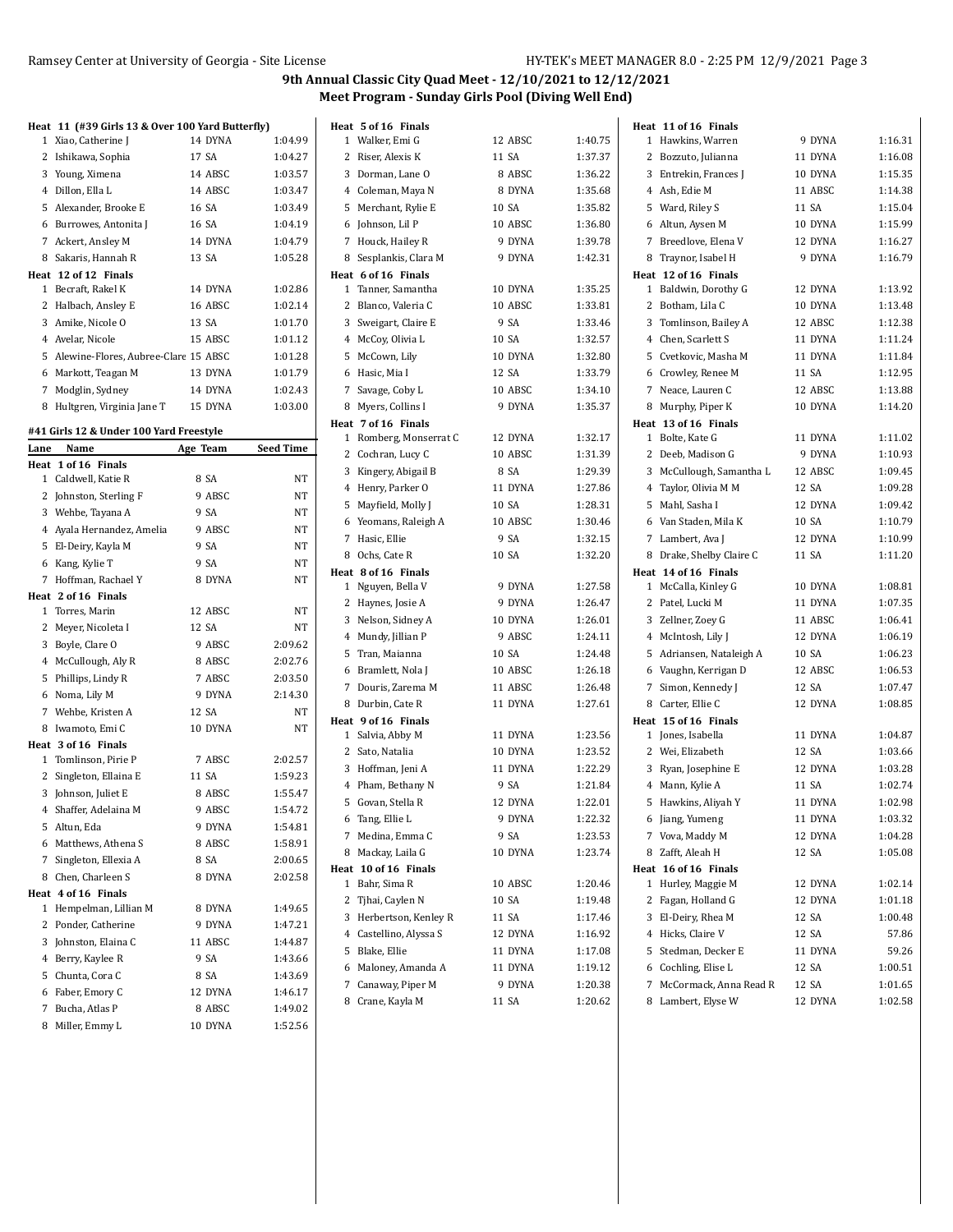## 9th Annual Classic City Quad Meet - 12/10/2021 to 12/12/2021
### Meet Program - Sunday Girls Pool (Diving Well End)

**Heat 11 (#39 Girls 13 & Over 100 Yard Butterfly)**

| Lane | Name | Age | Team | Seed Time |
|---|---|---|---|---|
| 1 | Xiao, Catherine J | 14 | DYNA | 1:04.99 |
| 2 | Ishikawa, Sophia | 17 | SA | 1:04.27 |
| 3 | Young, Ximena | 14 | ABSC | 1:03.57 |
| 4 | Dillon, Ella L | 14 | ABSC | 1:03.47 |
| 5 | Alexander, Brooke E | 16 | SA | 1:03.49 |
| 6 | Burrowes, Antonita J | 16 | SA | 1:04.19 |
| 7 | Ackert, Ansley M | 14 | DYNA | 1:04.79 |
| 8 | Sakaris, Hannah R | 13 | SA | 1:05.28 |

**Heat 12 of 12 Finals**

| Lane | Name | Age | Team | Seed Time |
|---|---|---|---|---|
| 1 | Becraft, Rakel K | 14 | DYNA | 1:02.86 |
| 2 | Halbach, Ansley E | 16 | ABSC | 1:02.14 |
| 3 | Amike, Nicole O | 13 | SA | 1:01.70 |
| 4 | Avelar, Nicole | 15 | ABSC | 1:01.12 |
| 5 | Alewine-Flores, Aubree-Clare | 15 | ABSC | 1:01.28 |
| 6 | Markott, Teagan M | 13 | DYNA | 1:01.79 |
| 7 | Modglin, Sydney | 14 | DYNA | 1:02.43 |
| 8 | Hultgren, Virginia Jane T | 15 | DYNA | 1:03.00 |

### #41 Girls 12 & Under 100 Yard Freestyle

**Heat 1 of 16 Finals**

| Lane | Name | Age | Team | Seed Time |
|---|---|---|---|---|
| 1 | Caldwell, Katie R | 8 | SA | NT |
| 2 | Johnston, Sterling F | 9 | ABSC | NT |
| 3 | Wehbe, Tayana A | 9 | SA | NT |
| 4 | Ayala Hernandez, Amelia | 9 | ABSC | NT |
| 5 | El-Deiry, Kayla M | 9 | SA | NT |
| 6 | Kang, Kylie T | 9 | SA | NT |
| 7 | Hoffman, Rachael Y | 8 | DYNA | NT |

**Heat 2 of 16 Finals**

| Lane | Name | Age | Team | Seed Time |
|---|---|---|---|---|
| 1 | Torres, Marin | 12 | ABSC | NT |
| 2 | Meyer, Nicoleta I | 12 | SA | NT |
| 3 | Boyle, Clare O | 9 | ABSC | 2:09.62 |
| 4 | McCullough, Aly R | 8 | ABSC | 2:02.76 |
| 5 | Phillips, Lindy R | 7 | ABSC | 2:03.50 |
| 6 | Noma, Lily M | 9 | DYNA | 2:14.30 |
| 7 | Wehbe, Kristen A | 12 | SA | NT |
| 8 | Iwamoto, Emi C | 10 | DYNA | NT |

**Heat 3 of 16 Finals**

| Lane | Name | Age | Team | Seed Time |
|---|---|---|---|---|
| 1 | Tomlinson, Pirie P | 7 | ABSC | 2:02.57 |
| 2 | Singleton, Ellaina E | 11 | SA | 1:59.23 |
| 3 | Johnson, Juliet E | 8 | ABSC | 1:55.47 |
| 4 | Shaffer, Adelaina M | 9 | ABSC | 1:54.72 |
| 5 | Altun, Eda | 9 | DYNA | 1:54.81 |
| 6 | Matthews, Athena S | 8 | ABSC | 1:58.91 |
| 7 | Singleton, Ellexia A | 8 | SA | 2:00.65 |
| 8 | Chen, Charleen S | 8 | DYNA | 2:02.58 |

**Heat 4 of 16 Finals**

| Lane | Name | Age | Team | Seed Time |
|---|---|---|---|---|
| 1 | Hempelman, Lillian M | 8 | DYNA | 1:49.65 |
| 2 | Ponder, Catherine | 9 | DYNA | 1:47.21 |
| 3 | Johnston, Elaina C | 11 | ABSC | 1:44.87 |
| 4 | Berry, Kaylee R | 9 | SA | 1:43.66 |
| 5 | Chunta, Cora C | 8 | SA | 1:43.69 |
| 6 | Faber, Emory C | 12 | DYNA | 1:46.17 |
| 7 | Bucha, Atlas P | 8 | ABSC | 1:49.02 |
| 8 | Miller, Emmy L | 10 | DYNA | 1:52.56 |

**Heat 5 of 16 Finals**

| Lane | Name | Age | Team | Seed Time |
|---|---|---|---|---|
| 1 | Walker, Emi G | 12 | ABSC | 1:40.75 |
| 2 | Riser, Alexis K | 11 | SA | 1:37.37 |
| 3 | Dorman, Lane O | 8 | ABSC | 1:36.22 |
| 4 | Coleman, Maya N | 8 | DYNA | 1:35.68 |
| 5 | Merchant, Rylie E | 10 | SA | 1:35.82 |
| 6 | Johnson, Lil P | 10 | ABSC | 1:36.80 |
| 7 | Houck, Hailey R | 9 | DYNA | 1:39.78 |
| 8 | Sesplankis, Clara M | 9 | DYNA | 1:42.31 |

**Heat 6 of 16 Finals**

| Lane | Name | Age | Team | Seed Time |
|---|---|---|---|---|
| 1 | Tanner, Samantha | 10 | DYNA | 1:35.25 |
| 2 | Blanco, Valeria C | 10 | ABSC | 1:33.81 |
| 3 | Sweigart, Claire E | 9 | SA | 1:33.46 |
| 4 | McCoy, Olivia L | 10 | SA | 1:32.57 |
| 5 | McCown, Lily | 10 | DYNA | 1:32.80 |
| 6 | Hasic, Mia I | 12 | SA | 1:33.79 |
| 7 | Savage, Coby L | 10 | ABSC | 1:34.10 |
| 8 | Myers, Collins I | 9 | DYNA | 1:35.37 |

**Heat 7 of 16 Finals**

| Lane | Name | Age | Team | Seed Time |
|---|---|---|---|---|
| 1 | Romberg, Monserrat C | 12 | DYNA | 1:32.17 |
| 2 | Cochran, Lucy C | 10 | ABSC | 1:31.39 |
| 3 | Kingery, Abigail B | 8 | SA | 1:29.39 |
| 4 | Henry, Parker O | 11 | DYNA | 1:27.86 |
| 5 | Mayfield, Molly J | 10 | SA | 1:28.31 |
| 6 | Yeomans, Raleigh A | 10 | ABSC | 1:30.46 |
| 7 | Hasic, Ellie | 9 | SA | 1:32.15 |
| 8 | Ochs, Cate R | 10 | SA | 1:32.20 |

**Heat 8 of 16 Finals**

| Lane | Name | Age | Team | Seed Time |
|---|---|---|---|---|
| 1 | Nguyen, Bella V | 9 | DYNA | 1:27.58 |
| 2 | Haynes, Josie A | 9 | DYNA | 1:26.47 |
| 3 | Nelson, Sidney A | 10 | DYNA | 1:26.01 |
| 4 | Mundy, Jillian P | 9 | ABSC | 1:24.11 |
| 5 | Tran, Maianna | 10 | SA | 1:24.48 |
| 6 | Bramlett, Nola J | 10 | ABSC | 1:26.18 |
| 7 | Douris, Zarema M | 11 | ABSC | 1:26.48 |
| 8 | Durbin, Cate R | 11 | DYNA | 1:27.61 |

**Heat 9 of 16 Finals**

| Lane | Name | Age | Team | Seed Time |
|---|---|---|---|---|
| 1 | Salvia, Abby M | 11 | DYNA | 1:23.56 |
| 2 | Sato, Natalia | 10 | DYNA | 1:23.52 |
| 3 | Hoffman, Jeni A | 11 | DYNA | 1:22.29 |
| 4 | Pham, Bethany N | 9 | SA | 1:21.84 |
| 5 | Govan, Stella R | 12 | DYNA | 1:22.01 |
| 6 | Tang, Ellie L | 9 | DYNA | 1:22.32 |
| 7 | Medina, Emma C | 9 | SA | 1:23.53 |
| 8 | Mackay, Laila G | 10 | DYNA | 1:23.74 |

**Heat 10 of 16 Finals**

| Lane | Name | Age | Team | Seed Time |
|---|---|---|---|---|
| 1 | Bahr, Sima R | 10 | ABSC | 1:20.46 |
| 2 | Tjhai, Caylen N | 10 | SA | 1:19.48 |
| 3 | Herbertson, Kenley R | 11 | SA | 1:17.46 |
| 4 | Castellino, Alyssa S | 12 | DYNA | 1:16.92 |
| 5 | Blake, Ellie | 11 | DYNA | 1:17.08 |
| 6 | Maloney, Amanda A | 11 | DYNA | 1:19.12 |
| 7 | Canaway, Piper M | 9 | DYNA | 1:20.38 |
| 8 | Crane, Kayla M | 11 | SA | 1:20.62 |

**Heat 11 of 16 Finals**

| Lane | Name | Age | Team | Seed Time |
|---|---|---|---|---|
| 1 | Hawkins, Warren | 9 | DYNA | 1:16.31 |
| 2 | Bozzuto, Julianna | 11 | DYNA | 1:16.08 |
| 3 | Entrekin, Frances J | 10 | DYNA | 1:15.35 |
| 4 | Ash, Edie M | 11 | ABSC | 1:14.38 |
| 5 | Ward, Riley S | 11 | SA | 1:15.04 |
| 6 | Altun, Aysen M | 10 | DYNA | 1:15.99 |
| 7 | Breedlove, Elena V | 12 | DYNA | 1:16.27 |
| 8 | Traynor, Isabel H | 9 | DYNA | 1:16.79 |

**Heat 12 of 16 Finals**

| Lane | Name | Age | Team | Seed Time |
|---|---|---|---|---|
| 1 | Baldwin, Dorothy G | 12 | DYNA | 1:13.92 |
| 2 | Botham, Lila C | 10 | DYNA | 1:13.48 |
| 3 | Tomlinson, Bailey A | 12 | ABSC | 1:12.38 |
| 4 | Chen, Scarlett S | 11 | DYNA | 1:11.24 |
| 5 | Cvetkovic, Masha M | 11 | DYNA | 1:11.84 |
| 6 | Crowley, Renee M | 11 | SA | 1:12.95 |
| 7 | Neace, Lauren C | 12 | ABSC | 1:13.88 |
| 8 | Murphy, Piper K | 10 | DYNA | 1:14.20 |

**Heat 13 of 16 Finals**

| Lane | Name | Age | Team | Seed Time |
|---|---|---|---|---|
| 1 | Bolte, Kate G | 11 | DYNA | 1:11.02 |
| 2 | Deeb, Madison G | 9 | DYNA | 1:10.93 |
| 3 | McCullough, Samantha L | 12 | ABSC | 1:09.45 |
| 4 | Taylor, Olivia M M | 12 | SA | 1:09.28 |
| 5 | Mahl, Sasha I | 12 | DYNA | 1:09.42 |
| 6 | Van Staden, Mila K | 10 | SA | 1:10.79 |
| 7 | Lambert, Ava J | 12 | DYNA | 1:10.99 |
| 8 | Drake, Shelby Claire C | 11 | SA | 1:11.20 |

**Heat 14 of 16 Finals**

| Lane | Name | Age | Team | Seed Time |
|---|---|---|---|---|
| 1 | McCalla, Kinley G | 10 | DYNA | 1:08.81 |
| 2 | Patel, Lucki M | 11 | DYNA | 1:07.35 |
| 3 | Zellner, Zoey G | 11 | ABSC | 1:06.41 |
| 4 | McIntosh, Lily J | 12 | DYNA | 1:06.19 |
| 5 | Adriansen, Nataleigh A | 10 | SA | 1:06.23 |
| 6 | Vaughn, Kerrigan D | 12 | ABSC | 1:06.53 |
| 7 | Simon, Kennedy J | 12 | SA | 1:07.47 |
| 8 | Carter, Ellie C | 12 | DYNA | 1:08.85 |

**Heat 15 of 16 Finals**

| Lane | Name | Age | Team | Seed Time |
|---|---|---|---|---|
| 1 | Jones, Isabella | 11 | DYNA | 1:04.87 |
| 2 | Wei, Elizabeth | 12 | SA | 1:03.66 |
| 3 | Ryan, Josephine E | 12 | DYNA | 1:03.28 |
| 4 | Mann, Kylie A | 11 | SA | 1:02.74 |
| 5 | Hawkins, Aliyah Y | 11 | DYNA | 1:02.98 |
| 6 | Jiang, Yumeng | 11 | DYNA | 1:03.32 |
| 7 | Vova, Maddy M | 12 | DYNA | 1:04.28 |
| 8 | Zafft, Aleah H | 12 | SA | 1:05.08 |

**Heat 16 of 16 Finals**

| Lane | Name | Age | Team | Seed Time |
|---|---|---|---|---|
| 1 | Hurley, Maggie M | 12 | DYNA | 1:02.14 |
| 2 | Fagan, Holland G | 12 | DYNA | 1:01.18 |
| 3 | El-Deiry, Rhea M | 12 | SA | 1:00.48 |
| 4 | Hicks, Claire V | 12 | SA | 57.86 |
| 5 | Stedman, Decker E | 11 | DYNA | 59.26 |
| 6 | Cochling, Elise L | 12 | SA | 1:00.51 |
| 7 | McCormack, Anna Read R | 12 | SA | 1:01.65 |
| 8 | Lambert, Elyse W | 12 | DYNA | 1:02.58 |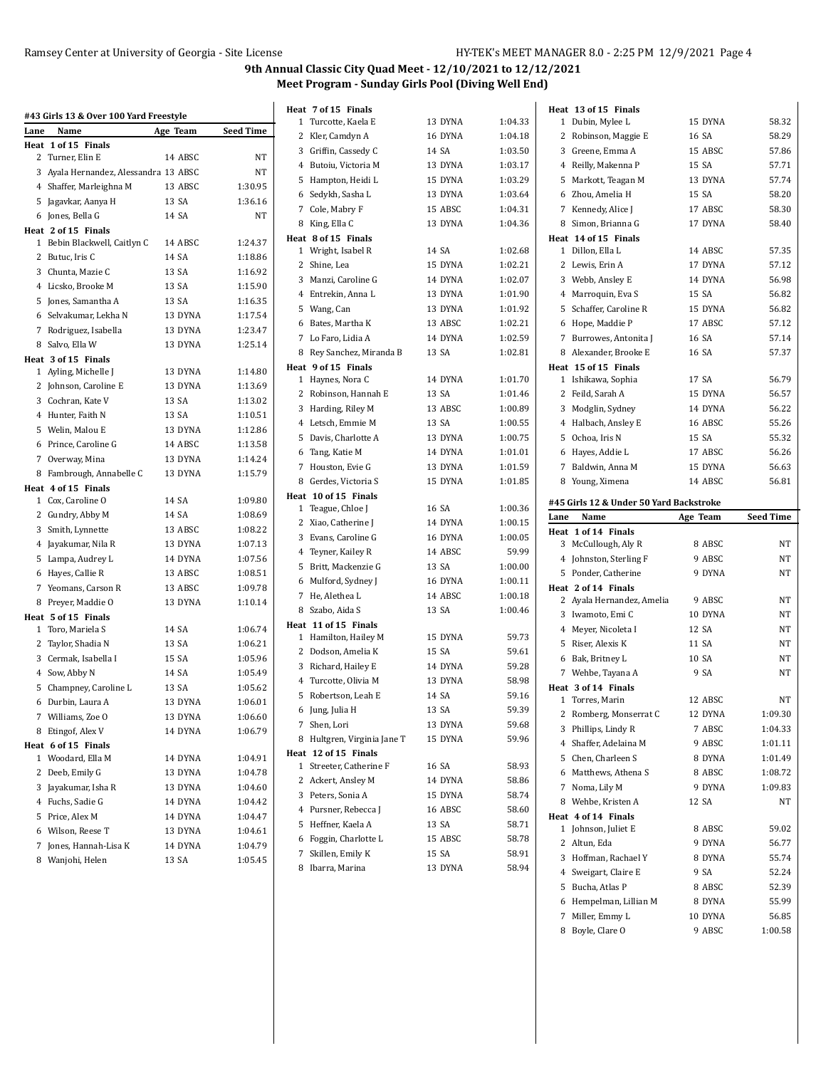## 9th Annual Classic City Quad Meet - 12/10/2021 to 12/12/2021

### Meet Program - Sunday Girls Pool (Diving Well End)

#### #43 Girls 13 & Over 100 Yard Freestyle

| Lane | Name | Age | Team | Seed Time |
|---|---|---|---|---|
| **Heat 1 of 15 Finals** | | | | |
| 2 | Turner, Elin E | 14 | ABSC | NT |
| 3 | Ayala Hernandez, Alessandra | 13 | ABSC | NT |
| 4 | Shaffer, Marleighna M | 13 | ABSC | 1:30.95 |
| 5 | Jagavkar, Aanya H | 13 | SA | 1:36.16 |
| 6 | Jones, Bella G | 14 | SA | NT |
| **Heat 2 of 15 Finals** | | | | |
| 1 | Bebin Blackwell, Caitlyn C | 14 | ABSC | 1:24.37 |
| 2 | Butuc, Iris C | 14 | SA | 1:18.86 |
| 3 | Chunta, Mazie C | 13 | SA | 1:16.92 |
| 4 | Licsko, Brooke M | 13 | SA | 1:15.90 |
| 5 | Jones, Samantha A | 13 | SA | 1:16.35 |
| 6 | Selvakumar, Lekha N | 13 | DYNA | 1:17.54 |
| 7 | Rodriguez, Isabella | 13 | DYNA | 1:23.47 |
| 8 | Salvo, Ella W | 13 | DYNA | 1:25.14 |
| **Heat 3 of 15 Finals** | | | | |
| 1 | Ayling, Michelle J | 13 | DYNA | 1:14.80 |
| 2 | Johnson, Caroline E | 13 | DYNA | 1:13.69 |
| 3 | Cochran, Kate V | 13 | SA | 1:13.02 |
| 4 | Hunter, Faith N | 13 | SA | 1:10.51 |
| 5 | Welin, Malou E | 13 | DYNA | 1:12.86 |
| 6 | Prince, Caroline G | 14 | ABSC | 1:13.58 |
| 7 | Overway, Mina | 13 | DYNA | 1:14.24 |
| 8 | Fambrough, Annabelle C | 13 | DYNA | 1:15.79 |
| **Heat 4 of 15 Finals** | | | | |
| 1 | Cox, Caroline O | 14 | SA | 1:09.80 |
| 2 | Gundry, Abby M | 14 | SA | 1:08.69 |
| 3 | Smith, Lynnette | 13 | ABSC | 1:08.22 |
| 4 | Jayakumar, Nila R | 13 | DYNA | 1:07.13 |
| 5 | Lampa, Audrey L | 14 | DYNA | 1:07.56 |
| 6 | Hayes, Callie R | 13 | ABSC | 1:08.51 |
| 7 | Yeomans, Carson R | 13 | ABSC | 1:09.78 |
| 8 | Preyer, Maddie O | 13 | DYNA | 1:10.14 |
| **Heat 5 of 15 Finals** | | | | |
| 1 | Toro, Mariela S | 14 | SA | 1:06.74 |
| 2 | Taylor, Shadia N | 13 | SA | 1:06.21 |
| 3 | Cermak, Isabella I | 15 | SA | 1:05.96 |
| 4 | Sow, Abby N | 14 | SA | 1:05.49 |
| 5 | Champney, Caroline L | 13 | SA | 1:05.62 |
| 6 | Durbin, Laura A | 13 | DYNA | 1:06.01 |
| 7 | Williams, Zoe O | 13 | DYNA | 1:06.60 |
| 8 | Etingof, Alex V | 14 | DYNA | 1:06.79 |
| **Heat 6 of 15 Finals** | | | | |
| 1 | Woodard, Ella M | 14 | DYNA | 1:04.91 |
| 2 | Deeb, Emily G | 13 | DYNA | 1:04.78 |
| 3 | Jayakumar, Isha R | 13 | DYNA | 1:04.60 |
| 4 | Fuchs, Sadie G | 14 | DYNA | 1:04.42 |
| 5 | Price, Alex M | 14 | DYNA | 1:04.47 |
| 6 | Wilson, Reese T | 13 | DYNA | 1:04.61 |
| 7 | Jones, Hannah-Lisa K | 14 | DYNA | 1:04.79 |
| 8 | Wanjohi, Helen | 13 | SA | 1:05.45 |
| **Heat 7 of 15 Finals** | | | | |
| 1 | Turcotte, Kaela E | 13 | DYNA | 1:04.33 |
| 2 | Kler, Camdyn A | 16 | DYNA | 1:04.18 |
| 3 | Griffin, Cassedy C | 14 | SA | 1:03.50 |
| 4 | Butoiu, Victoria M | 13 | DYNA | 1:03.17 |
| 5 | Hampton, Heidi L | 15 | DYNA | 1:03.29 |
| 6 | Sedykh, Sasha L | 13 | DYNA | 1:03.64 |
| 7 | Cole, Mabry F | 15 | ABSC | 1:04.31 |
| 8 | King, Ella C | 13 | DYNA | 1:04.36 |
| **Heat 8 of 15 Finals** | | | | |
| 1 | Wright, Isabel R | 14 | SA | 1:02.68 |
| 2 | Shine, Lea | 15 | DYNA | 1:02.21 |
| 3 | Manzi, Caroline G | 14 | DYNA | 1:02.07 |
| 4 | Entrekin, Anna L | 13 | DYNA | 1:01.90 |
| 5 | Wang, Can | 13 | DYNA | 1:01.92 |
| 6 | Bates, Martha K | 13 | ABSC | 1:02.21 |
| 7 | Lo Faro, Lidia A | 14 | DYNA | 1:02.59 |
| 8 | Rey Sanchez, Miranda B | 13 | SA | 1:02.81 |
| **Heat 9 of 15 Finals** | | | | |
| 1 | Haynes, Nora C | 14 | DYNA | 1:01.70 |
| 2 | Robinson, Hannah E | 13 | SA | 1:01.46 |
| 3 | Harding, Riley M | 13 | ABSC | 1:00.89 |
| 4 | Letsch, Emmie M | 13 | SA | 1:00.55 |
| 5 | Davis, Charlotte A | 13 | DYNA | 1:00.75 |
| 6 | Tang, Katie M | 14 | DYNA | 1:01.01 |
| 7 | Houston, Evie G | 13 | DYNA | 1:01.59 |
| 8 | Gerdes, Victoria S | 15 | DYNA | 1:01.85 |
| **Heat 10 of 15 Finals** | | | | |
| 1 | Teague, Chloe J | 16 | SA | 1:00.36 |
| 2 | Xiao, Catherine J | 14 | DYNA | 1:00.15 |
| 3 | Evans, Caroline G | 16 | DYNA | 1:00.05 |
| 4 | Teyner, Kailey R | 14 | ABSC | 59.99 |
| 5 | Britt, Mackenzie G | 13 | SA | 1:00.00 |
| 6 | Mulford, Sydney J | 16 | DYNA | 1:00.11 |
| 7 | He, Alethea L | 14 | ABSC | 1:00.18 |
| 8 | Szabo, Aida S | 13 | SA | 1:00.46 |
| **Heat 11 of 15 Finals** | | | | |
| 1 | Hamilton, Hailey M | 15 | DYNA | 59.73 |
| 2 | Dodson, Amelia K | 15 | SA | 59.61 |
| 3 | Richard, Hailey E | 14 | DYNA | 59.28 |
| 4 | Turcotte, Olivia M | 13 | DYNA | 58.98 |
| 5 | Robertson, Leah E | 14 | SA | 59.16 |
| 6 | Jung, Julia H | 13 | SA | 59.39 |
| 7 | Shen, Lori | 13 | DYNA | 59.68 |
| 8 | Hultgren, Virginia Jane T | 15 | DYNA | 59.96 |
| **Heat 12 of 15 Finals** | | | | |
| 1 | Streeter, Catherine F | 16 | SA | 58.93 |
| 2 | Ackert, Ansley M | 14 | DYNA | 58.86 |
| 3 | Peters, Sonia A | 15 | DYNA | 58.74 |
| 4 | Pursner, Rebecca J | 16 | ABSC | 58.60 |
| 5 | Heffner, Kaela A | 13 | SA | 58.71 |
| 6 | Foggin, Charlotte L | 15 | ABSC | 58.78 |
| 7 | Skillen, Emily K | 15 | SA | 58.91 |
| 8 | Ibarra, Marina | 13 | DYNA | 58.94 |
| **Heat 13 of 15 Finals** | | | | |
| 1 | Dubin, Mylee L | 15 | DYNA | 58.32 |
| 2 | Robinson, Maggie E | 16 | SA | 58.29 |
| 3 | Greene, Emma A | 15 | ABSC | 57.86 |
| 4 | Reilly, Makenna P | 15 | SA | 57.71 |
| 5 | Markott, Teagan M | 13 | DYNA | 57.74 |
| 6 | Zhou, Amelia H | 15 | SA | 58.20 |
| 7 | Kennedy, Alice J | 17 | ABSC | 58.30 |
| 8 | Simon, Brianna G | 17 | DYNA | 58.40 |
| **Heat 14 of 15 Finals** | | | | |
| 1 | Dillon, Ella L | 14 | ABSC | 57.35 |
| 2 | Lewis, Erin A | 17 | DYNA | 57.12 |
| 3 | Webb, Ansley E | 14 | DYNA | 56.98 |
| 4 | Marroquin, Eva S | 15 | SA | 56.82 |
| 5 | Schaffer, Caroline R | 15 | DYNA | 56.82 |
| 6 | Hope, Maddie P | 17 | ABSC | 57.12 |
| 7 | Burrowes, Antonita J | 16 | SA | 57.14 |
| 8 | Alexander, Brooke E | 16 | SA | 57.37 |
| **Heat 15 of 15 Finals** | | | | |
| 1 | Ishikawa, Sophia | 17 | SA | 56.79 |
| 2 | Feild, Sarah A | 15 | DYNA | 56.57 |
| 3 | Modglin, Sydney | 14 | DYNA | 56.22 |
| 4 | Halbach, Ansley E | 16 | ABSC | 55.26 |
| 5 | Ochoa, Iris N | 15 | SA | 55.32 |
| 6 | Hayes, Addie L | 17 | ABSC | 56.26 |
| 7 | Baldwin, Anna M | 15 | DYNA | 56.63 |
| 8 | Young, Ximena | 14 | ABSC | 56.81 |

#### #45 Girls 12 & Under 50 Yard Backstroke

| Lane | Name | Age | Team | Seed Time |
|---|---|---|---|---|
| **Heat 1 of 14 Finals** | | | | |
| 3 | McCullough, Aly R | 8 | ABSC | NT |
| 4 | Johnston, Sterling F | 9 | ABSC | NT |
| 5 | Ponder, Catherine | 9 | DYNA | NT |
| **Heat 2 of 14 Finals** | | | | |
| 2 | Ayala Hernandez, Amelia | 9 | ABSC | NT |
| 3 | Iwamoto, Emi C | 10 | DYNA | NT |
| 4 | Meyer, Nicoleta I | 12 | SA | NT |
| 5 | Riser, Alexis K | 11 | SA | NT |
| 6 | Bak, Britney L | 10 | SA | NT |
| 7 | Wehbe, Tayana A | 9 | SA | NT |
| **Heat 3 of 14 Finals** | | | | |
| 1 | Torres, Marin | 12 | ABSC | NT |
| 2 | Romberg, Monserrat C | 12 | DYNA | 1:09.30 |
| 3 | Phillips, Lindy R | 7 | ABSC | 1:04.33 |
| 4 | Shaffer, Adelaina M | 9 | ABSC | 1:01.11 |
| 5 | Chen, Charleen S | 8 | DYNA | 1:01.49 |
| 6 | Matthews, Athena S | 8 | ABSC | 1:08.72 |
| 7 | Noma, Lily M | 9 | DYNA | 1:09.83 |
| 8 | Wehbe, Kristen A | 12 | SA | NT |
| **Heat 4 of 14 Finals** | | | | |
| 1 | Johnson, Juliet E | 8 | ABSC | 59.02 |
| 2 | Altun, Eda | 9 | DYNA | 56.77 |
| 3 | Hoffman, Rachael Y | 8 | DYNA | 55.74 |
| 4 | Sweigart, Claire E | 9 | SA | 52.24 |
| 5 | Bucha, Atlas P | 8 | ABSC | 52.39 |
| 6 | Hempelman, Lillian M | 8 | DYNA | 55.99 |
| 7 | Miller, Emmy L | 10 | DYNA | 56.85 |
| 8 | Boyle, Clare O | 9 | ABSC | 1:00.58 |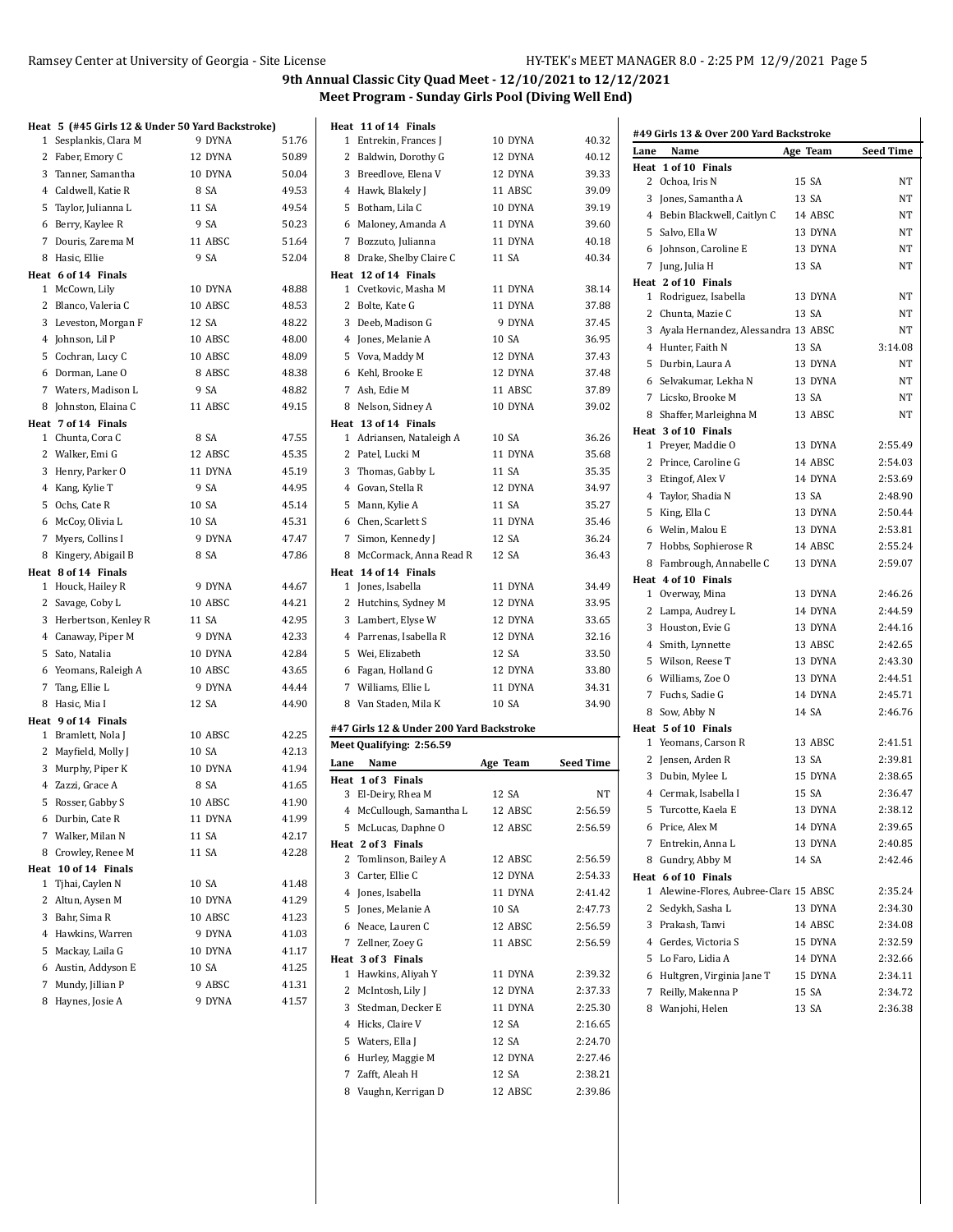## 9th Annual Classic City Quad Meet - 12/10/2021 to 12/12/2021

### Meet Program - Sunday Girls Pool (Diving Well End)

**Heat 5 (#45 Girls 12 & Under 50 Yard Backstroke)**

| Lane | Name | Age Team | Seed Time |
|---|---|---|---|
| 1 | Sesplankis, Clara M | 9 DYNA | 51.76 |
| 2 | Faber, Emory C | 12 DYNA | 50.89 |
| 3 | Tanner, Samantha | 10 DYNA | 50.04 |
| 4 | Caldwell, Katie R | 8 SA | 49.53 |
| 5 | Taylor, Julianna L | 11 SA | 49.54 |
| 6 | Berry, Kaylee R | 9 SA | 50.23 |
| 7 | Douris, Zarema M | 11 ABSC | 51.64 |
| 8 | Hasic, Ellie | 9 SA | 52.04 |

**Heat 6 of 14 Finals**

| Lane | Name | Age Team | Seed Time |
|---|---|---|---|
| 1 | McCown, Lily | 10 DYNA | 48.88 |
| 2 | Blanco, Valeria C | 10 ABSC | 48.53 |
| 3 | Leveston, Morgan F | 12 SA | 48.22 |
| 4 | Johnson, Lil P | 10 ABSC | 48.00 |
| 5 | Cochran, Lucy C | 10 ABSC | 48.09 |
| 6 | Dorman, Lane O | 8 ABSC | 48.38 |
| 7 | Waters, Madison L | 9 SA | 48.82 |
| 8 | Johnston, Elaina C | 11 ABSC | 49.15 |

**Heat 7 of 14 Finals**

| Lane | Name | Age Team | Seed Time |
|---|---|---|---|
| 1 | Chunta, Cora C | 8 SA | 47.55 |
| 2 | Walker, Emi G | 12 ABSC | 45.35 |
| 3 | Henry, Parker O | 11 DYNA | 45.19 |
| 4 | Kang, Kylie T | 9 SA | 44.95 |
| 5 | Ochs, Cate R | 10 SA | 45.14 |
| 6 | McCoy, Olivia L | 10 SA | 45.31 |
| 7 | Myers, Collins I | 9 DYNA | 47.47 |
| 8 | Kingery, Abigail B | 8 SA | 47.86 |

**Heat 8 of 14 Finals**

| Lane | Name | Age Team | Seed Time |
|---|---|---|---|
| 1 | Houck, Hailey R | 9 DYNA | 44.67 |
| 2 | Savage, Coby L | 10 ABSC | 44.21 |
| 3 | Herbertson, Kenley R | 11 SA | 42.95 |
| 4 | Canaway, Piper M | 9 DYNA | 42.33 |
| 5 | Sato, Natalia | 10 DYNA | 42.84 |
| 6 | Yeomans, Raleigh A | 10 ABSC | 43.65 |
| 7 | Tang, Ellie L | 9 DYNA | 44.44 |
| 8 | Hasic, Mia I | 12 SA | 44.90 |

**Heat 9 of 14 Finals**

| Lane | Name | Age Team | Seed Time |
|---|---|---|---|
| 1 | Bramlett, Nola J | 10 ABSC | 42.25 |
| 2 | Mayfield, Molly J | 10 SA | 42.13 |
| 3 | Murphy, Piper K | 10 DYNA | 41.94 |
| 4 | Zazzi, Grace A | 8 SA | 41.65 |
| 5 | Rosser, Gabby S | 10 ABSC | 41.90 |
| 6 | Durbin, Cate R | 11 DYNA | 41.99 |
| 7 | Walker, Milan N | 11 SA | 42.17 |
| 8 | Crowley, Renee M | 11 SA | 42.28 |

**Heat 10 of 14 Finals**

| Lane | Name | Age Team | Seed Time |
|---|---|---|---|
| 1 | Tjhai, Caylen N | 10 SA | 41.48 |
| 2 | Altun, Aysen M | 10 DYNA | 41.29 |
| 3 | Bahr, Sima R | 10 ABSC | 41.23 |
| 4 | Hawkins, Warren | 9 DYNA | 41.03 |
| 5 | Mackay, Laila G | 10 DYNA | 41.17 |
| 6 | Austin, Addyson E | 10 SA | 41.25 |
| 7 | Mundy, Jillian P | 9 ABSC | 41.31 |
| 8 | Haynes, Josie A | 9 DYNA | 41.57 |

**Heat 11 of 14 Finals**

| Lane | Name | Age Team | Seed Time |
|---|---|---|---|
| 1 | Entrekin, Frances J | 10 DYNA | 40.32 |
| 2 | Baldwin, Dorothy G | 12 DYNA | 40.12 |
| 3 | Breedlove, Elena V | 12 DYNA | 39.33 |
| 4 | Hawk, Blakely J | 11 ABSC | 39.09 |
| 5 | Botham, Lila C | 10 DYNA | 39.19 |
| 6 | Maloney, Amanda A | 11 DYNA | 39.60 |
| 7 | Bozzuto, Julianna | 11 DYNA | 40.18 |
| 8 | Drake, Shelby Claire C | 11 SA | 40.34 |

**Heat 12 of 14 Finals**

| Lane | Name | Age Team | Seed Time |
|---|---|---|---|
| 1 | Cvetkovic, Masha M | 11 DYNA | 38.14 |
| 2 | Bolte, Kate G | 11 DYNA | 37.88 |
| 3 | Deeb, Madison G | 9 DYNA | 37.45 |
| 4 | Jones, Melanie A | 10 SA | 36.95 |
| 5 | Vova, Maddy M | 12 DYNA | 37.43 |
| 6 | Kehl, Brooke E | 12 DYNA | 37.48 |
| 7 | Ash, Edie M | 11 ABSC | 37.89 |
| 8 | Nelson, Sidney A | 10 DYNA | 39.02 |

**Heat 13 of 14 Finals**

| Lane | Name | Age Team | Seed Time |
|---|---|---|---|
| 1 | Adriansen, Nataleigh A | 10 SA | 36.26 |
| 2 | Patel, Lucki M | 11 DYNA | 35.68 |
| 3 | Thomas, Gabby L | 11 SA | 35.35 |
| 4 | Govan, Stella R | 12 DYNA | 34.97 |
| 5 | Mann, Kylie A | 11 SA | 35.27 |
| 6 | Chen, Scarlett S | 11 DYNA | 35.46 |
| 7 | Simon, Kennedy J | 12 SA | 36.24 |
| 8 | McCormack, Anna Read R | 12 SA | 36.43 |

**Heat 14 of 14 Finals**

| Lane | Name | Age Team | Seed Time |
|---|---|---|---|
| 1 | Jones, Isabella | 11 DYNA | 34.49 |
| 2 | Hutchins, Sydney M | 12 DYNA | 33.95 |
| 3 | Lambert, Elyse W | 12 DYNA | 33.65 |
| 4 | Parrenas, Isabella R | 12 DYNA | 32.16 |
| 5 | Wei, Elizabeth | 12 SA | 33.50 |
| 6 | Fagan, Holland G | 12 DYNA | 33.80 |
| 7 | Williams, Ellie L | 11 DYNA | 34.31 |
| 8 | Van Staden, Mila K | 10 SA | 34.90 |

**#47 Girls 12 & Under 200 Yard Backstroke**

Meet Qualifying: 2:56.59

| Lane | Name | Age Team | Seed Time |
|---|---|---|---|
| **Heat 1 of 3 Finals** | | | |
| 3 | El-Deiry, Rhea M | 12 SA | NT |
| 4 | McCullough, Samantha L | 12 ABSC | 2:56.59 |
| 5 | McLucas, Daphne O | 12 ABSC | 2:56.59 |
| **Heat 2 of 3 Finals** | | | |
| 2 | Tomlinson, Bailey A | 12 ABSC | 2:56.59 |
| 3 | Carter, Ellie C | 12 DYNA | 2:54.33 |
| 4 | Jones, Isabella | 11 DYNA | 2:41.42 |
| 5 | Jones, Melanie A | 10 SA | 2:47.73 |
| 6 | Neace, Lauren C | 12 ABSC | 2:56.59 |
| 7 | Zellner, Zoey G | 11 ABSC | 2:56.59 |
| **Heat 3 of 3 Finals** | | | |
| 1 | Hawkins, Aliyah Y | 11 DYNA | 2:39.32 |
| 2 | McIntosh, Lily J | 12 DYNA | 2:37.33 |
| 3 | Stedman, Decker E | 11 DYNA | 2:25.30 |
| 4 | Hicks, Claire V | 12 SA | 2:16.65 |
| 5 | Waters, Ella J | 12 SA | 2:24.70 |
| 6 | Hurley, Maggie M | 12 DYNA | 2:27.46 |
| 7 | Zafft, Aleah H | 12 SA | 2:38.21 |
| 8 | Vaughn, Kerrigan D | 12 ABSC | 2:39.86 |

**#49 Girls 13 & Over 200 Yard Backstroke**

| Lane | Name | Age Team | Seed Time |
|---|---|---|---|
| **Heat 1 of 10 Finals** | | | |
| 2 | Ochoa, Iris N | 15 SA | NT |
| 3 | Jones, Samantha A | 13 SA | NT |
| 4 | Bebin Blackwell, Caitlyn C | 14 ABSC | NT |
| 5 | Salvo, Ella W | 13 DYNA | NT |
| 6 | Johnson, Caroline E | 13 DYNA | NT |
| 7 | Jung, Julia H | 13 SA | NT |
| **Heat 2 of 10 Finals** | | | |
| 1 | Rodriguez, Isabella | 13 DYNA | NT |
| 2 | Chunta, Mazie C | 13 SA | NT |
| 3 | Ayala Hernandez, Alessandra | 13 ABSC | NT |
| 4 | Hunter, Faith N | 13 SA | 3:14.08 |
| 5 | Durbin, Laura A | 13 DYNA | NT |
| 6 | Selvakumar, Lekha N | 13 DYNA | NT |
| 7 | Licsko, Brooke M | 13 SA | NT |
| 8 | Shaffer, Marleighna M | 13 ABSC | NT |
| **Heat 3 of 10 Finals** | | | |
| 1 | Preyer, Maddie O | 13 DYNA | 2:55.49 |
| 2 | Prince, Caroline G | 14 ABSC | 2:54.03 |
| 3 | Etingof, Alex V | 14 DYNA | 2:53.69 |
| 4 | Taylor, Shadia N | 13 SA | 2:48.90 |
| 5 | King, Ella C | 13 DYNA | 2:50.44 |
| 6 | Welin, Malou E | 13 DYNA | 2:53.81 |
| 7 | Hobbs, Sophierose R | 14 ABSC | 2:55.24 |
| 8 | Fambrough, Annabelle C | 13 DYNA | 2:59.07 |
| **Heat 4 of 10 Finals** | | | |
| 1 | Overway, Mina | 13 DYNA | 2:46.26 |
| 2 | Lampa, Audrey L | 14 DYNA | 2:44.59 |
| 3 | Houston, Evie G | 13 DYNA | 2:44.16 |
| 4 | Smith, Lynnette | 13 ABSC | 2:42.65 |
| 5 | Wilson, Reese T | 13 DYNA | 2:43.30 |
| 6 | Williams, Zoe O | 13 DYNA | 2:44.51 |
| 7 | Fuchs, Sadie G | 14 DYNA | 2:45.71 |
| 8 | Sow, Abby N | 14 SA | 2:46.76 |
| **Heat 5 of 10 Finals** | | | |
| 1 | Yeomans, Carson R | 13 ABSC | 2:41.51 |
| 2 | Jensen, Arden R | 13 SA | 2:39.81 |
| 3 | Dubin, Mylee L | 15 DYNA | 2:38.65 |
| 4 | Cermak, Isabella I | 15 SA | 2:36.47 |
| 5 | Turcotte, Kaela E | 13 DYNA | 2:38.12 |
| 6 | Price, Alex M | 14 DYNA | 2:39.65 |
| 7 | Entrekin, Anna L | 13 DYNA | 2:40.85 |
| 8 | Gundry, Abby M | 14 SA | 2:42.46 |
| **Heat 6 of 10 Finals** | | | |
| 1 | Alewine-Flores, Aubree-Clare | 15 ABSC | 2:35.24 |
| 2 | Sedykh, Sasha L | 13 DYNA | 2:34.30 |
| 3 | Prakash, Tanvi | 14 ABSC | 2:34.08 |
| 4 | Gerdes, Victoria S | 15 DYNA | 2:32.59 |
| 5 | Lo Faro, Lidia A | 14 DYNA | 2:32.66 |
| 6 | Hultgren, Virginia Jane T | 15 DYNA | 2:34.11 |
| 7 | Reilly, Makenna P | 15 SA | 2:34.72 |
| 8 | Wanjohi, Helen | 13 SA | 2:36.38 |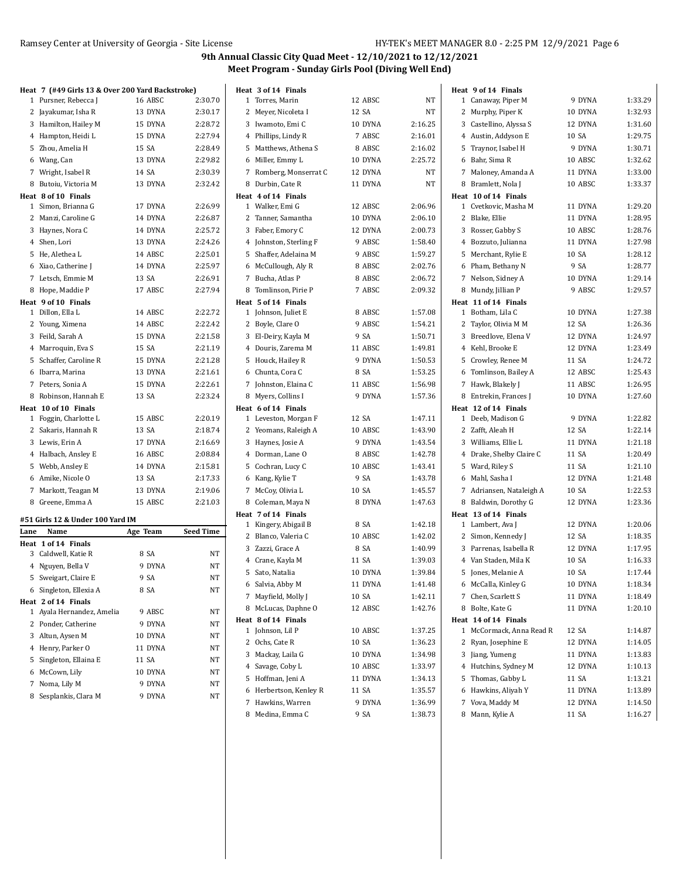## 9th Annual Classic City Quad Meet - 12/10/2021 to 12/12/2021

### Meet Program - Sunday Girls Pool (Diving Well End)

**Heat 7 (#49 Girls 13 & Over 200 Yard Backstroke)**

| Lane | Name | Age | Team | Seed Time |
|---|---|---|---|---|
| 1 | Pursner, Rebecca J | 16 | ABSC | 2:30.70 |
| 2 | Jayakumar, Isha R | 13 | DYNA | 2:30.17 |
| 3 | Hamilton, Hailey M | 15 | DYNA | 2:28.72 |
| 4 | Hampton, Heidi L | 15 | DYNA | 2:27.94 |
| 5 | Zhou, Amelia H | 15 | SA | 2:28.49 |
| 6 | Wang, Can | 13 | DYNA | 2:29.82 |
| 7 | Wright, Isabel R | 14 | SA | 2:30.39 |
| 8 | Butoiu, Victoria M | 13 | DYNA | 2:32.42 |

**Heat 8 of 10 Finals**

| Lane | Name | Age | Team | Seed Time |
|---|---|---|---|---|
| 1 | Simon, Brianna G | 17 | DYNA | 2:26.99 |
| 2 | Manzi, Caroline G | 14 | DYNA | 2:26.87 |
| 3 | Haynes, Nora C | 14 | DYNA | 2:25.72 |
| 4 | Shen, Lori | 13 | DYNA | 2:24.26 |
| 5 | He, Alethea L | 14 | ABSC | 2:25.01 |
| 6 | Xiao, Catherine J | 14 | DYNA | 2:25.97 |
| 7 | Letsch, Emmie M | 13 | SA | 2:26.91 |
| 8 | Hope, Maddie P | 17 | ABSC | 2:27.94 |

**Heat 9 of 10 Finals**

| Lane | Name | Age | Team | Seed Time |
|---|---|---|---|---|
| 1 | Dillon, Ella L | 14 | ABSC | 2:22.72 |
| 2 | Young, Ximena | 14 | ABSC | 2:22.42 |
| 3 | Feild, Sarah A | 15 | DYNA | 2:21.58 |
| 4 | Marroquin, Eva S | 15 | SA | 2:21.19 |
| 5 | Schaffer, Caroline R | 15 | DYNA | 2:21.28 |
| 6 | Ibarra, Marina | 13 | DYNA | 2:21.61 |
| 7 | Peters, Sonia A | 15 | DYNA | 2:22.61 |
| 8 | Robinson, Hannah E | 13 | SA | 2:23.24 |

**Heat 10 of 10 Finals**

| Lane | Name | Age | Team | Seed Time |
|---|---|---|---|---|
| 1 | Foggin, Charlotte L | 15 | ABSC | 2:20.19 |
| 2 | Sakaris, Hannah R | 13 | SA | 2:18.74 |
| 3 | Lewis, Erin A | 17 | DYNA | 2:16.69 |
| 4 | Halbach, Ansley E | 16 | ABSC | 2:08.84 |
| 5 | Webb, Ansley E | 14 | DYNA | 2:15.81 |
| 6 | Amike, Nicole O | 13 | SA | 2:17.33 |
| 7 | Markott, Teagan M | 13 | DYNA | 2:19.06 |
| 8 | Greene, Emma A | 15 | ABSC | 2:21.03 |

### #51 Girls 12 & Under 100 Yard IM

**Heat 1 of 14 Finals**

| Lane | Name | Age | Team | Seed Time |
|---|---|---|---|---|
| 3 | Caldwell, Katie R | 8 | SA | NT |
| 4 | Nguyen, Bella V | 9 | DYNA | NT |
| 5 | Sweigart, Claire E | 9 | SA | NT |
| 6 | Singleton, Ellexia A | 8 | SA | NT |

**Heat 2 of 14 Finals**

| Lane | Name | Age | Team | Seed Time |
|---|---|---|---|---|
| 1 | Ayala Hernandez, Amelia | 9 | ABSC | NT |
| 2 | Ponder, Catherine | 9 | DYNA | NT |
| 3 | Altun, Aysen M | 10 | DYNA | NT |
| 4 | Henry, Parker O | 11 | DYNA | NT |
| 5 | Singleton, Ellaina E | 11 | SA | NT |
| 6 | McCown, Lily | 10 | DYNA | NT |
| 7 | Noma, Lily M | 9 | DYNA | NT |
| 8 | Sesplankis, Clara M | 9 | DYNA | NT |

**Heat 3 of 14 Finals**

| Lane | Name | Age | Team | Seed Time |
|---|---|---|---|---|
| 1 | Torres, Marin | 12 | ABSC | NT |
| 2 | Meyer, Nicoleta I | 12 | SA | NT |
| 3 | Iwamoto, Emi C | 10 | DYNA | 2:16.25 |
| 4 | Phillips, Lindy R | 7 | ABSC | 2:16.01 |
| 5 | Matthews, Athena S | 8 | ABSC | 2:16.02 |
| 6 | Miller, Emmy L | 10 | DYNA | 2:25.72 |
| 7 | Romberg, Monserrat C | 12 | DYNA | NT |
| 8 | Durbin, Cate R | 11 | DYNA | NT |

**Heat 4 of 14 Finals**

| Lane | Name | Age | Team | Seed Time |
|---|---|---|---|---|
| 1 | Walker, Emi G | 12 | ABSC | 2:06.96 |
| 2 | Tanner, Samantha | 10 | DYNA | 2:06.10 |
| 3 | Faber, Emory C | 12 | DYNA | 2:00.73 |
| 4 | Johnston, Sterling F | 9 | ABSC | 1:58.40 |
| 5 | Shaffer, Adelaina M | 9 | ABSC | 1:59.27 |
| 6 | McCullough, Aly R | 8 | ABSC | 2:02.76 |
| 7 | Bucha, Atlas P | 8 | ABSC | 2:06.72 |
| 8 | Tomlinson, Pirie P | 7 | ABSC | 2:09.32 |

**Heat 5 of 14 Finals**

| Lane | Name | Age | Team | Seed Time |
|---|---|---|---|---|
| 1 | Johnson, Juliet E | 8 | ABSC | 1:57.08 |
| 2 | Boyle, Clare O | 9 | ABSC | 1:54.21 |
| 3 | El-Deiry, Kayla M | 9 | SA | 1:50.71 |
| 4 | Douris, Zarema M | 11 | ABSC | 1:49.81 |
| 5 | Houck, Hailey R | 9 | DYNA | 1:50.53 |
| 6 | Chunta, Cora C | 8 | SA | 1:53.25 |
| 7 | Johnston, Elaina C | 11 | ABSC | 1:56.98 |
| 8 | Myers, Collins I | 9 | DYNA | 1:57.36 |

**Heat 6 of 14 Finals**

| Lane | Name | Age | Team | Seed Time |
|---|---|---|---|---|
| 1 | Leveston, Morgan F | 12 | SA | 1:47.11 |
| 2 | Yeomans, Raleigh A | 10 | ABSC | 1:43.90 |
| 3 | Haynes, Josie A | 9 | DYNA | 1:43.54 |
| 4 | Dorman, Lane O | 8 | ABSC | 1:42.78 |
| 5 | Cochran, Lucy C | 10 | ABSC | 1:43.41 |
| 6 | Kang, Kylie T | 9 | SA | 1:43.78 |
| 7 | McCoy, Olivia L | 10 | SA | 1:45.57 |
| 8 | Coleman, Maya N | 8 | DYNA | 1:47.63 |

**Heat 7 of 14 Finals**

| Lane | Name | Age | Team | Seed Time |
|---|---|---|---|---|
| 1 | Kingery, Abigail B | 8 | SA | 1:42.18 |
| 2 | Blanco, Valeria C | 10 | ABSC | 1:42.02 |
| 3 | Zazzi, Grace A | 8 | SA | 1:40.99 |
| 4 | Crane, Kayla M | 11 | SA | 1:39.03 |
| 5 | Sato, Natalia | 10 | DYNA | 1:39.84 |
| 6 | Salvia, Abby M | 11 | DYNA | 1:41.48 |
| 7 | Mayfield, Molly J | 10 | SA | 1:42.11 |
| 8 | McLucas, Daphne O | 12 | ABSC | 1:42.76 |

**Heat 8 of 14 Finals**

| Lane | Name | Age | Team | Seed Time |
|---|---|---|---|---|
| 1 | Johnson, Lil P | 10 | ABSC | 1:37.25 |
| 2 | Ochs, Cate R | 10 | SA | 1:36.23 |
| 3 | Mackay, Laila G | 10 | DYNA | 1:34.98 |
| 4 | Savage, Coby L | 10 | ABSC | 1:33.97 |
| 5 | Hoffman, Jeni A | 11 | DYNA | 1:34.13 |
| 6 | Herbertson, Kenley R | 11 | SA | 1:35.57 |
| 7 | Hawkins, Warren | 9 | DYNA | 1:36.99 |
| 8 | Medina, Emma C | 9 | SA | 1:38.73 |

**Heat 9 of 14 Finals**

| Lane | Name | Age | Team | Seed Time |
|---|---|---|---|---|
| 1 | Canaway, Piper M | 9 | DYNA | 1:33.29 |
| 2 | Murphy, Piper K | 10 | DYNA | 1:32.93 |
| 3 | Castellino, Alyssa S | 12 | DYNA | 1:31.60 |
| 4 | Austin, Addyson E | 10 | SA | 1:29.75 |
| 5 | Traynor, Isabel H | 9 | DYNA | 1:30.71 |
| 6 | Bahr, Sima R | 10 | ABSC | 1:32.62 |
| 7 | Maloney, Amanda A | 11 | DYNA | 1:33.00 |
| 8 | Bramlett, Nola J | 10 | ABSC | 1:33.37 |

**Heat 10 of 14 Finals**

| Lane | Name | Age | Team | Seed Time |
|---|---|---|---|---|
| 1 | Cvetkovic, Masha M | 11 | DYNA | 1:29.20 |
| 2 | Blake, Ellie | 11 | DYNA | 1:28.95 |
| 3 | Rosser, Gabby S | 10 | ABSC | 1:28.76 |
| 4 | Bozzuto, Julianna | 11 | DYNA | 1:27.98 |
| 5 | Merchant, Rylie E | 10 | SA | 1:28.12 |
| 6 | Pham, Bethany N | 9 | SA | 1:28.77 |
| 7 | Nelson, Sidney A | 10 | DYNA | 1:29.14 |
| 8 | Mundy, Jillian P | 9 | ABSC | 1:29.57 |

**Heat 11 of 14 Finals**

| Lane | Name | Age | Team | Seed Time |
|---|---|---|---|---|
| 1 | Botham, Lila C | 10 | DYNA | 1:27.38 |
| 2 | Taylor, Olivia M M | 12 | SA | 1:26.36 |
| 3 | Breedlove, Elena V | 12 | DYNA | 1:24.97 |
| 4 | Kehl, Brooke E | 12 | DYNA | 1:23.49 |
| 5 | Crowley, Renee M | 11 | SA | 1:24.72 |
| 6 | Tomlinson, Bailey A | 12 | ABSC | 1:25.43 |
| 7 | Hawk, Blakely J | 11 | ABSC | 1:26.95 |
| 8 | Entrekin, Frances J | 10 | DYNA | 1:27.60 |

**Heat 12 of 14 Finals**

| Lane | Name | Age | Team | Seed Time |
|---|---|---|---|---|
| 1 | Deeb, Madison G | 9 | DYNA | 1:22.82 |
| 2 | Zafft, Aleah H | 12 | SA | 1:22.14 |
| 3 | Williams, Ellie L | 11 | DYNA | 1:21.18 |
| 4 | Drake, Shelby Claire C | 11 | SA | 1:20.49 |
| 5 | Ward, Riley S | 11 | SA | 1:21.10 |
| 6 | Mahl, Sasha I | 12 | DYNA | 1:21.48 |
| 7 | Adriansen, Nataleigh A | 10 | SA | 1:22.53 |
| 8 | Baldwin, Dorothy G | 12 | DYNA | 1:23.36 |

**Heat 13 of 14 Finals**

| Lane | Name | Age | Team | Seed Time |
|---|---|---|---|---|
| 1 | Lambert, Ava J | 12 | DYNA | 1:20.06 |
| 2 | Simon, Kennedy J | 12 | SA | 1:18.35 |
| 3 | Parrenas, Isabella R | 12 | DYNA | 1:17.95 |
| 4 | Van Staden, Mila K | 10 | SA | 1:16.33 |
| 5 | Jones, Melanie A | 10 | SA | 1:17.44 |
| 6 | McCalla, Kinley G | 10 | DYNA | 1:18.34 |
| 7 | Chen, Scarlett S | 11 | DYNA | 1:18.49 |
| 8 | Bolte, Kate G | 11 | DYNA | 1:20.10 |

**Heat 14 of 14 Finals**

| Lane | Name | Age | Team | Seed Time |
|---|---|---|---|---|
| 1 | McCormack, Anna Read R | 12 | SA | 1:14.87 |
| 2 | Ryan, Josephine E | 12 | DYNA | 1:14.05 |
| 3 | Jiang, Yumeng | 11 | DYNA | 1:13.83 |
| 4 | Hutchins, Sydney M | 12 | DYNA | 1:10.13 |
| 5 | Thomas, Gabby L | 11 | SA | 1:13.21 |
| 6 | Hawkins, Aliyah Y | 11 | DYNA | 1:13.89 |
| 7 | Vova, Maddy M | 12 | DYNA | 1:14.50 |
| 8 | Mann, Kylie A | 11 | SA | 1:16.27 |